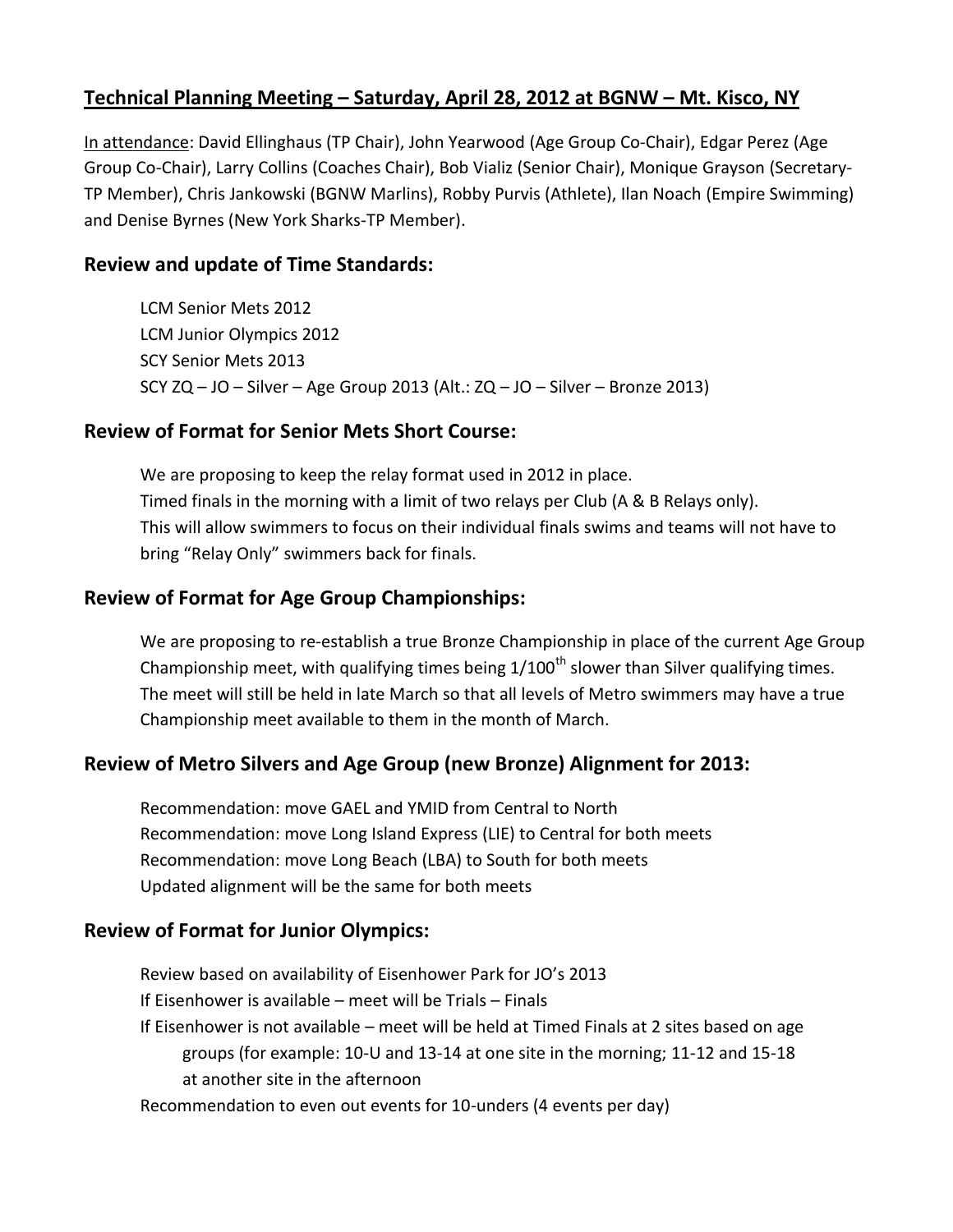# **Technical Planning Meeting – Saturday, April 28, 2012 at BGNW – Mt. Kisco, NY**

In attendance: David Ellinghaus (TP Chair), John Yearwood (Age Group Co-Chair), Edgar Perez (Age Group Co-Chair), Larry Collins (Coaches Chair), Bob Vializ (Senior Chair), Monique Grayson (Secretary-TP Member), Chris Jankowski (BGNW Marlins), Robby Purvis (Athlete), Ilan Noach (Empire Swimming) and Denise Byrnes (New York Sharks-TP Member).

## Review and update of Time Standards:

LCM Senior Mets 2012
LCM Junior Olympics 2012
SCY Senior Mets 2013
SCY ZQ – JO – Silver – Age Group 2013 (Alt.: ZQ – JO – Silver – Bronze 2013)

## Review of Format for Senior Mets Short Course:

We are proposing to keep the relay format used in 2012 in place.
Timed finals in the morning with a limit of two relays per Club (A & B Relays only).
This will allow swimmers to focus on their individual finals swims and teams will not have to bring "Relay Only" swimmers back for finals.

## Review of Format for Age Group Championships:

We are proposing to re-establish a true Bronze Championship in place of the current Age Group Championship meet, with qualifying times being 1/100th slower than Silver qualifying times. The meet will still be held in late March so that all levels of Metro swimmers may have a true Championship meet available to them in the month of March.

## Review of Metro Silvers and Age Group (new Bronze) Alignment for 2013:

Recommendation: move GAEL and YMID from Central to North
Recommendation: move Long Island Express (LIE) to Central for both meets
Recommendation: move Long Beach (LBA) to South for both meets
Updated alignment will be the same for both meets

## Review of Format for Junior Olympics:

Review based on availability of Eisenhower Park for JO's 2013
If Eisenhower is available – meet will be Trials – Finals
If Eisenhower is not available – meet will be held at Timed Finals at 2 sites based on age groups (for example: 10-U and 13-14 at one site in the morning; 11-12 and 15-18 at another site in the afternoon
Recommendation to even out events for 10-unders (4 events per day)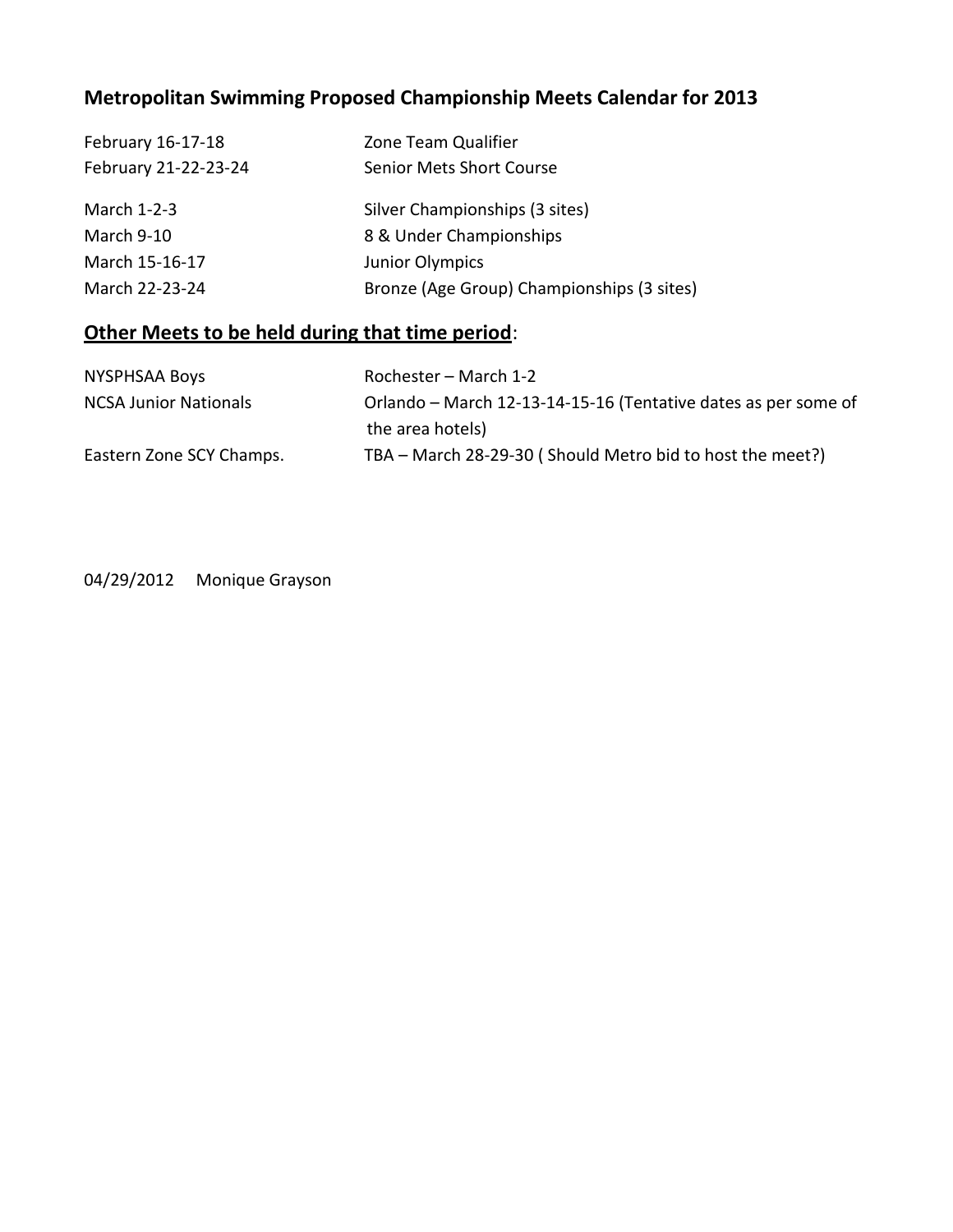## Metropolitan Swimming Proposed Championship Meets Calendar for 2013

| | |
|---|---|
| February 16-17-18 | Zone Team Qualifier |
| February 21-22-23-24 | Senior Mets Short Course |
| March 1-2-3 | Silver Championships (3 sites) |
| March 9-10 | 8 & Under Championships |
| March 15-16-17 | Junior Olympics |
| March 22-23-24 | Bronze (Age Group) Championships (3 sites) |

## <u>Other Meets to be held during that time period</u>:

| | |
|---|---|
| NYSPHSAA Boys | Rochester – March 1-2 |
| NCSA Junior Nationals | Orlando – March 12-13-14-15-16 (Tentative dates as per some of the area hotels) |
| Eastern Zone SCY Champs. | TBA – March 28-29-30 ( Should Metro bid to host the meet?) |

04/29/2012 Monique Grayson